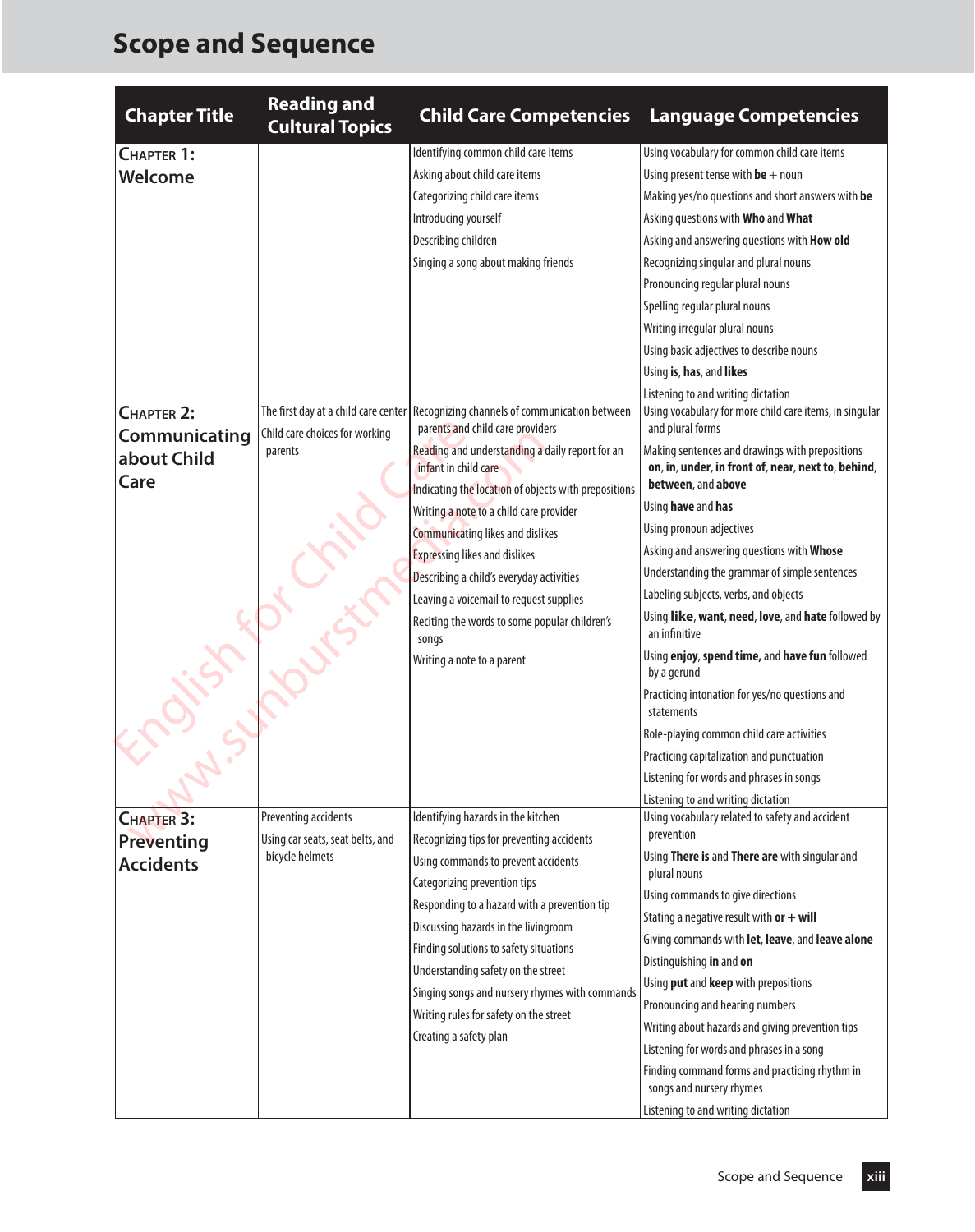# Scope and Sequence

| Chapter Title | Reading and Cultural Topics | Child Care Competencies | Language Competencies |
|---|---|---|---|
| **Chapter 1: Welcome** | | Identifying common child care items<br>Asking about child care items<br>Categorizing child care items<br>Introducing yourself<br>Describing children<br>Singing a song about making friends | Using vocabulary for common child care items<br>Using present tense with **be** + noun<br>Making yes/no questions and short answers with **be**<br>Asking questions with **Who** and **What**<br>Asking and answering questions with **How old**<br>Recognizing singular and plural nouns<br>Pronouncing regular plural nouns<br>Spelling regular plural nouns<br>Writing irregular plural nouns<br>Using basic adjectives to describe nouns<br>Using **is**, **has**, and **likes**<br>Listening to and writing dictation |
| **Chapter 2: Communicating about Child Care** | The first day at a child care center<br>Child care choices for working parents | Recognizing channels of communication between parents and child care providers<br>Reading and understanding a daily report for an infant in child care<br>Indicating the location of objects with prepositions<br>Writing a note to a child care provider<br>Communicating likes and dislikes<br>Expressing likes and dislikes<br>Describing a child's everyday activities<br>Leaving a voicemail to request supplies<br>Reciting the words to some popular children's songs<br>Writing a note to a parent | Using vocabulary for more child care items, in singular and plural forms<br>Making sentences and drawings with prepositions **on**, **in**, **under**, **in front of**, **near**, **next to**, **behind**, **between**, and **above**<br>Using **have** and **has**<br>Using pronoun adjectives<br>Asking and answering questions with **Whose**<br>Understanding the grammar of simple sentences<br>Labeling subjects, verbs, and objects<br>Using **like**, **want**, **need**, **love**, and **hate** followed by an infinitive<br>Using **enjoy**, **spend time,** and **have fun** followed by a gerund<br>Practicing intonation for yes/no questions and statements<br>Role-playing common child care activities<br>Practicing capitalization and punctuation<br>Listening for words and phrases in songs<br>Listening to and writing dictation |
| **Chapter 3: Preventing Accidents** | Preventing accidents<br>Using car seats, seat belts, and bicycle helmets | Identifying hazards in the kitchen<br>Recognizing tips for preventing accidents<br>Using commands to prevent accidents<br>Categorizing prevention tips<br>Responding to a hazard with a prevention tip<br>Discussing hazards in the livingroom<br>Finding solutions to safety situations<br>Understanding safety on the street<br>Singing songs and nursery rhymes with commands<br>Writing rules for safety on the street<br>Creating a safety plan | Using vocabulary related to safety and accident prevention<br>Using **There is** and **There are** with singular and plural nouns<br>Using commands to give directions<br>Stating a negative result with **or** + **will**<br>Giving commands with **let**, **leave**, and **leave alone**<br>Distinguishing **in** and **on**<br>Using **put** and **keep** with prepositions<br>Pronouncing and hearing numbers<br>Writing about hazards and giving prevention tips<br>Listening for words and phrases in a song<br>Finding command forms and practicing rhythm in songs and nursery rhymes<br>Listening to and writing dictation |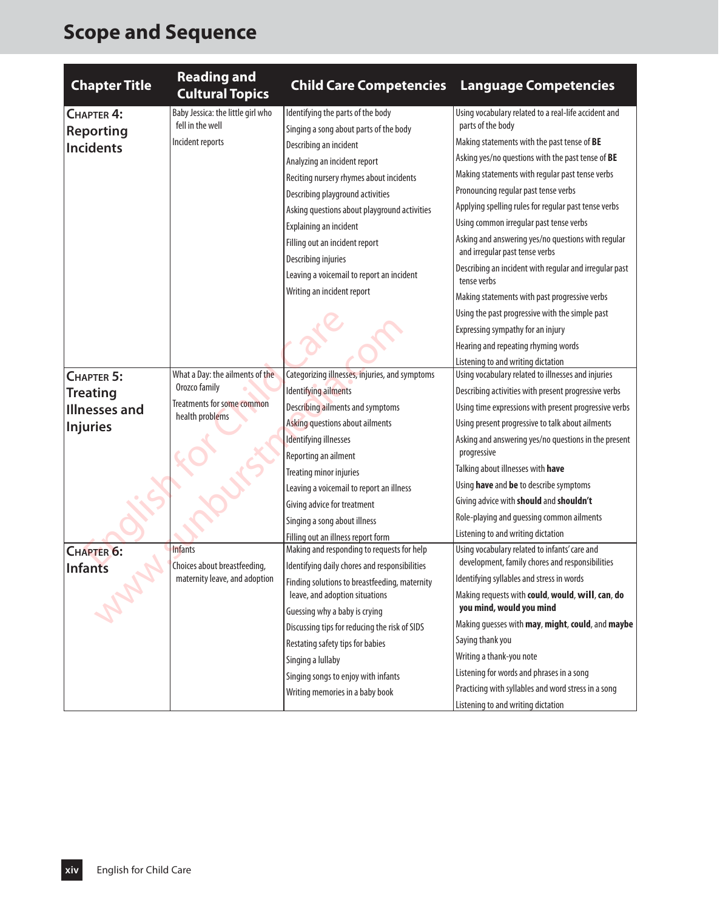# Scope and Sequence

| Chapter Title | Reading and Cultural Topics | Child Care Competencies | Language Competencies |
|---|---|---|---|
| **Chapter 4: Reporting Incidents** | Baby Jessica: the little girl who fell in the well<br>Incident reports | Identifying the parts of the body<br>Singing a song about parts of the body<br>Describing an incident<br>Analyzing an incident report<br>Reciting nursery rhymes about incidents<br>Describing playground activities<br>Asking questions about playground activities<br>Explaining an incident<br>Filling out an incident report<br>Describing injuries<br>Leaving a voicemail to report an incident<br>Writing an incident report | Using vocabulary related to a real-life accident and parts of the body<br>Making statements with the past tense of **BE**<br>Asking yes/no questions with the past tense of **BE**<br>Making statements with regular past tense verbs<br>Pronouncing regular past tense verbs<br>Applying spelling rules for regular past tense verbs<br>Using common irregular past tense verbs<br>Asking and answering yes/no questions with regular and irregular past tense verbs<br>Describing an incident with regular and irregular past tense verbs<br>Making statements with past progressive verbs<br>Using the past progressive with the simple past<br>Expressing sympathy for an injury<br>Hearing and repeating rhyming words<br>Listening to and writing dictation |
| **Chapter 5: Treating Illnesses and Injuries** | What a Day: the ailments of the Orozco family<br>Treatments for some common health problems | Categorizing illnesses, injuries, and symptoms<br>Identifying ailments<br>Describing ailments and symptoms<br>Asking questions about ailments<br>Identifying illnesses<br>Reporting an ailment<br>Treating minor injuries<br>Leaving a voicemail to report an illness<br>Giving advice for treatment<br>Singing a song about illness<br>Filling out an illness report form | Using vocabulary related to illnesses and injuries<br>Describing activities with present progressive verbs<br>Using time expressions with present progressive verbs<br>Using present progressive to talk about ailments<br>Asking and answering yes/no questions in the present progressive<br>Talking about illnesses with **have**<br>Using **have** and **be** to describe symptoms<br>Giving advice with **should** and **shouldn't**<br>Role-playing and guessing common ailments<br>Listening to and writing dictation |
| **Chapter 6: Infants** | Infants<br>Choices about breastfeeding, maternity leave, and adoption | Making and responding to requests for help<br>Identifying daily chores and responsibilities<br>Finding solutions to breastfeeding, maternity leave, and adoption situations<br>Guessing why a baby is crying<br>Discussing tips for reducing the risk of SIDS<br>Restating safety tips for babies<br>Singing a lullaby<br>Singing songs to enjoy with infants<br>Writing memories in a baby book | Using vocabulary related to infants' care and development, family chores and responsibilities<br>Identifying syllables and stress in words<br>Making requests with **could**, **would**, **will**, **can**, **do you mind, would you mind**<br>Making guesses with **may**, **might**, **could**, and **maybe**<br>Saying thank you<br>Writing a thank-you note<br>Listening for words and phrases in a song<br>Practicing with syllables and word stress in a song<br>Listening to and writing dictation |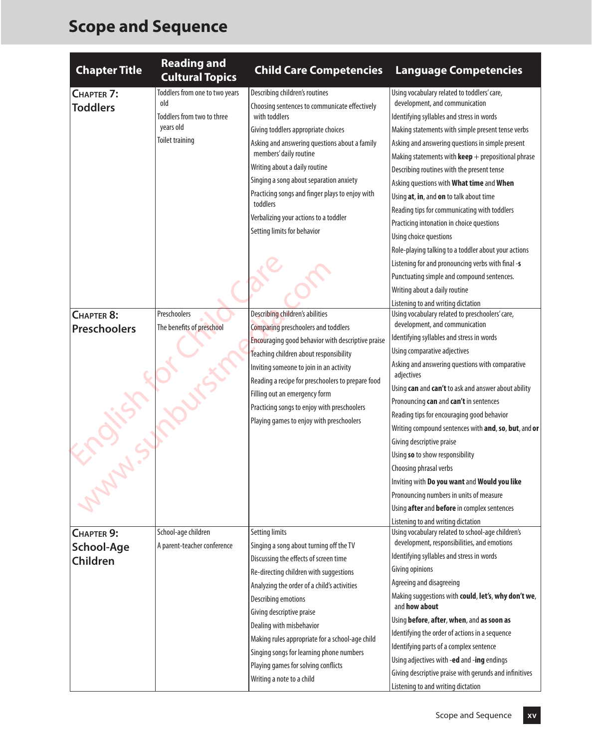# Scope and Sequence

| Chapter Title | Reading and Cultural Topics | Child Care Competencies | Language Competencies |
|---|---|---|---|
| **Chapter 7: Toddlers** | Toddlers from one to two years old<br>Toddlers from two to three years old<br>Toilet training | Describing children's routines<br>Choosing sentences to communicate effectively with toddlers<br>Giving toddlers appropriate choices<br>Asking and answering questions about a family members' daily routine<br>Writing about a daily routine<br>Singing a song about separation anxiety<br>Practicing songs and finger plays to enjoy with toddlers<br>Verbalizing your actions to a toddler<br>Setting limits for behavior | Using vocabulary related to toddlers' care, development, and communication<br>Identifying syllables and stress in words<br>Making statements with simple present tense verbs<br>Asking and answering questions in simple present<br>Making statements with **keep** + prepositional phrase<br>Describing routines with the present tense<br>Asking questions with **What time** and **When**<br>Using **at**, **in**, and **on** to talk about time<br>Reading tips for communicating with toddlers<br>Practicing intonation in choice questions<br>Using choice questions<br>Role-playing talking to a toddler about your actions<br>Listening for and pronouncing verbs with final **-s**<br>Punctuating simple and compound sentences.<br>Writing about a daily routine<br>Listening to and writing dictation |
| **Chapter 8: Preschoolers** | Preschoolers<br>The benefits of preschool | Describing children's abilities<br>Comparing preschoolers and toddlers<br>Encouraging good behavior with descriptive praise<br>Teaching children about responsibility<br>Inviting someone to join in an activity<br>Reading a recipe for preschoolers to prepare food<br>Filling out an emergency form<br>Practicing songs to enjoy with preschoolers<br>Playing games to enjoy with preschoolers | Using vocabulary related to preschoolers' care, development, and communication<br>Identifying syllables and stress in words<br>Using comparative adjectives<br>Asking and answering questions with comparative adjectives<br>Using **can** and **can't** to ask and answer about ability<br>Pronouncing **can** and **can't** in sentences<br>Reading tips for encouraging good behavior<br>Writing compound sentences with **and**, **so**, **but**, and **or**<br>Giving descriptive praise<br>Using **so** to show responsibility<br>Choosing phrasal verbs<br>Inviting with **Do you want** and **Would you like**<br>Pronouncing numbers in units of measure<br>Using **after** and **before** in complex sentences<br>Listening to and writing dictation |
| **Chapter 9: School-Age Children** | School-age children<br>A parent-teacher conference | Setting limits<br>Singing a song about turning off the TV<br>Discussing the effects of screen time<br>Re-directing children with suggestions<br>Analyzing the order of a child's activities<br>Describing emotions<br>Giving descriptive praise<br>Dealing with misbehavior<br>Making rules appropriate for a school-age child<br>Singing songs for learning phone numbers<br>Playing games for solving conflicts<br>Writing a note to a child | Using vocabulary related to school-age children's development, responsibilities, and emotions<br>Identifying syllables and stress in words<br>Giving opinions<br>Agreeing and disagreeing<br>Making suggestions with **could**, **let's**, **why don't we**, and **how about**<br>Using **before**, **after**, **when**, and **as soon as**<br>Identifying the order of actions in a sequence<br>Identifying parts of a complex sentence<br>Using adjectives with **-ed** and **-ing** endings<br>Giving descriptive praise with gerunds and infinitives<br>Listening to and writing dictation |